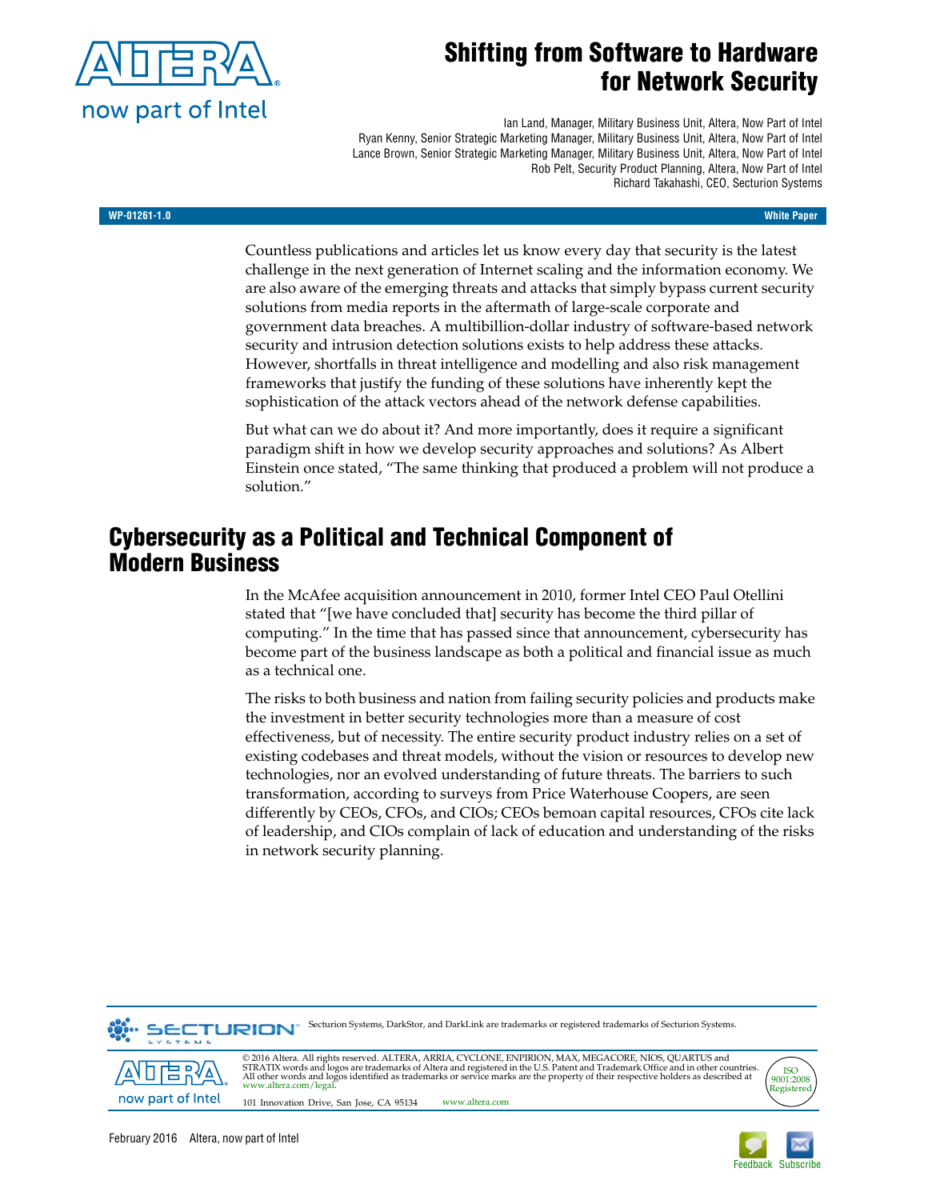# Shifting from Software to Hardware for Network Security

Ian Land, Manager, Military Business Unit, Altera, Now Part of Intel
Ryan Kenny, Senior Strategic Marketing Manager, Military Business Unit, Altera, Now Part of Intel
Lance Brown, Senior Strategic Marketing Manager, Military Business Unit, Altera, Now Part of Intel
Rob Pelt, Security Product Planning, Altera, Now Part of Intel
Richard Takahashi, CEO, Secturion Systems

WP-01261-1.0 — White Paper

Countless publications and articles let us know every day that security is the latest challenge in the next generation of Internet scaling and the information economy. We are also aware of the emerging threats and attacks that simply bypass current security solutions from media reports in the aftermath of large-scale corporate and government data breaches. A multibillion-dollar industry of software-based network security and intrusion detection solutions exists to help address these attacks. However, shortfalls in threat intelligence and modelling and also risk management frameworks that justify the funding of these solutions have inherently kept the sophistication of the attack vectors ahead of the network defense capabilities.

But what can we do about it? And more importantly, does it require a significant paradigm shift in how we develop security approaches and solutions? As Albert Einstein once stated, "The same thinking that produced a problem will not produce a solution."

## Cybersecurity as a Political and Technical Component of Modern Business

In the McAfee acquisition announcement in 2010, former Intel CEO Paul Otellini stated that "[we have concluded that] security has become the third pillar of computing." In the time that has passed since that announcement, cybersecurity has become part of the business landscape as both a political and financial issue as much as a technical one.

The risks to both business and nation from failing security policies and products make the investment in better security technologies more than a measure of cost effectiveness, but of necessity. The entire security product industry relies on a set of existing codebases and threat models, without the vision or resources to develop new technologies, nor an evolved understanding of future threats. The barriers to such transformation, according to surveys from Price Waterhouse Coopers, are seen differently by CEOs, CFOs, and CIOs; CEOs bemoan capital resources, CFOs cite lack of leadership, and CIOs complain of lack of education and understanding of the risks in network security planning.

Secturion Systems, DarkStor, and DarkLink are trademarks or registered trademarks of Secturion Systems.

© 2016 Altera. All rights reserved. ALTERA, ARRIA, CYCLONE, ENPIRION, MAX, MEGACORE, NIOS, QUARTUS and STRATIX words and logos are trademarks of Altera and registered in the U.S. Patent and Trademark Office and in other countries. All other words and logos identified as trademarks or service marks are the property of their respective holders as described at www.altera.com/legal.

101 Innovation Drive, San Jose, CA 95134 www.altera.com

ISO 9001:2008 Registered

February 2016 Altera, now part of Intel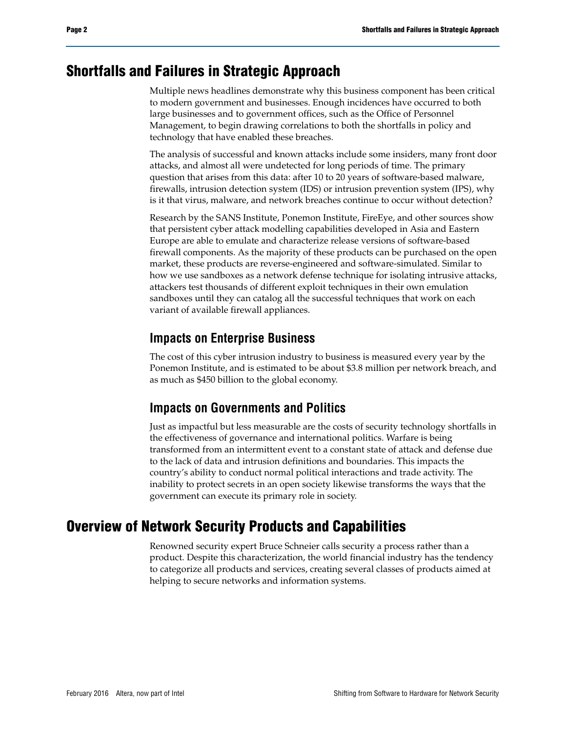## Shortfalls and Failures in Strategic Approach

Multiple news headlines demonstrate why this business component has been critical to modern government and businesses. Enough incidences have occurred to both large businesses and to government offices, such as the Office of Personnel Management, to begin drawing correlations to both the shortfalls in policy and technology that have enabled these breaches.

The analysis of successful and known attacks include some insiders, many front door attacks, and almost all were undetected for long periods of time. The primary question that arises from this data: after 10 to 20 years of software-based malware, firewalls, intrusion detection system (IDS) or intrusion prevention system (IPS), why is it that virus, malware, and network breaches continue to occur without detection?

Research by the SANS Institute, Ponemon Institute, FireEye, and other sources show that persistent cyber attack modelling capabilities developed in Asia and Eastern Europe are able to emulate and characterize release versions of software-based firewall components. As the majority of these products can be purchased on the open market, these products are reverse-engineered and software-simulated. Similar to how we use sandboxes as a network defense technique for isolating intrusive attacks, attackers test thousands of different exploit techniques in their own emulation sandboxes until they can catalog all the successful techniques that work on each variant of available firewall appliances.

### Impacts on Enterprise Business

The cost of this cyber intrusion industry to business is measured every year by the Ponemon Institute, and is estimated to be about $3.8 million per network breach, and as much as $450 billion to the global economy.

### Impacts on Governments and Politics

Just as impactful but less measurable are the costs of security technology shortfalls in the effectiveness of governance and international politics. Warfare is being transformed from an intermittent event to a constant state of attack and defense due to the lack of data and intrusion definitions and boundaries. This impacts the country's ability to conduct normal political interactions and trade activity. The inability to protect secrets in an open society likewise transforms the ways that the government can execute its primary role in society.

## Overview of Network Security Products and Capabilities

Renowned security expert Bruce Schneier calls security a process rather than a product. Despite this characterization, the world financial industry has the tendency to categorize all products and services, creating several classes of products aimed at helping to secure networks and information systems.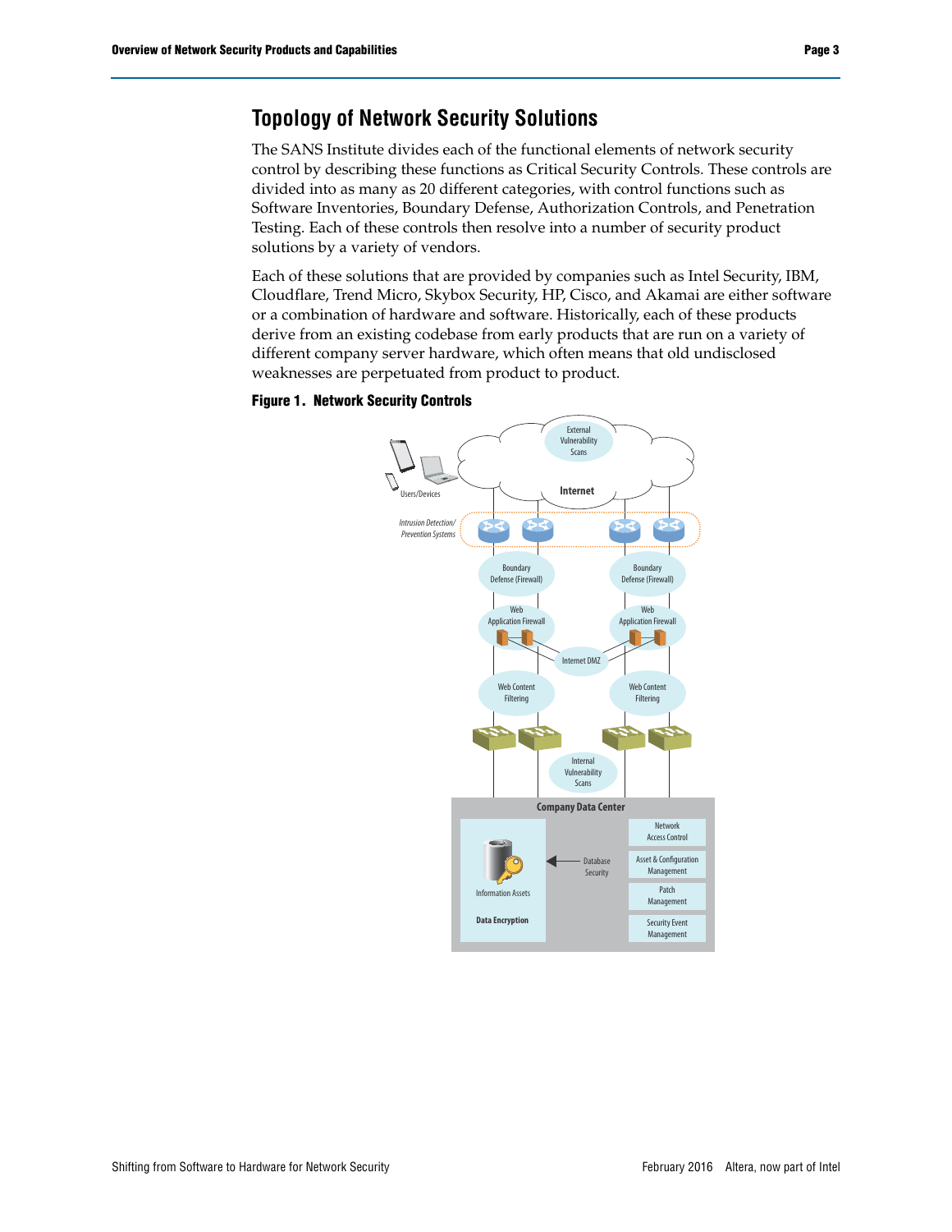## Topology of Network Security Solutions

The SANS Institute divides each of the functional elements of network security control by describing these functions as Critical Security Controls. These controls are divided into as many as 20 different categories, with control functions such as Software Inventories, Boundary Defense, Authorization Controls, and Penetration Testing. Each of these controls then resolve into a number of security product solutions by a variety of vendors.

Each of these solutions that are provided by companies such as Intel Security, IBM, Cloudflare, Trend Micro, Skybox Security, HP, Cisco, and Akamai are either software or a combination of hardware and software. Historically, each of these products derive from an existing codebase from early products that are run on a variety of different company server hardware, which often means that old undisclosed weaknesses are perpetuated from product to product.

**Figure 1. Network Security Controls**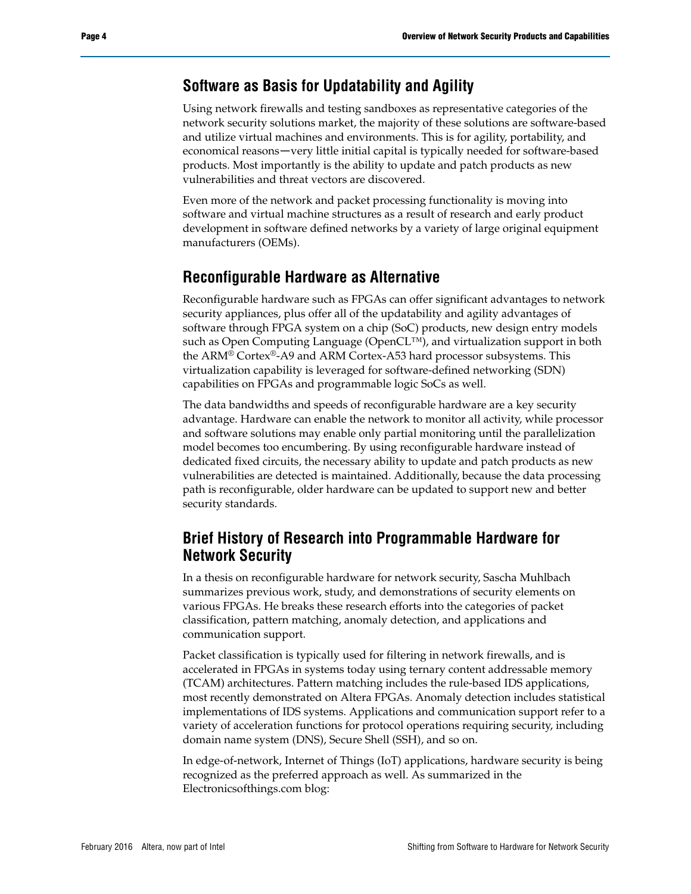## Software as Basis for Updatability and Agility

Using network firewalls and testing sandboxes as representative categories of the network security solutions market, the majority of these solutions are software-based and utilize virtual machines and environments. This is for agility, portability, and economical reasons—very little initial capital is typically needed for software-based products. Most importantly is the ability to update and patch products as new vulnerabilities and threat vectors are discovered.

Even more of the network and packet processing functionality is moving into software and virtual machine structures as a result of research and early product development in software defined networks by a variety of large original equipment manufacturers (OEMs).

## Reconfigurable Hardware as Alternative

Reconfigurable hardware such as FPGAs can offer significant advantages to network security appliances, plus offer all of the updatability and agility advantages of software through FPGA system on a chip (SoC) products, new design entry models such as Open Computing Language (OpenCL™), and virtualization support in both the ARM® Cortex®-A9 and ARM Cortex-A53 hard processor subsystems. This virtualization capability is leveraged for software-defined networking (SDN) capabilities on FPGAs and programmable logic SoCs as well.

The data bandwidths and speeds of reconfigurable hardware are a key security advantage. Hardware can enable the network to monitor all activity, while processor and software solutions may enable only partial monitoring until the parallelization model becomes too encumbering. By using reconfigurable hardware instead of dedicated fixed circuits, the necessary ability to update and patch products as new vulnerabilities are detected is maintained. Additionally, because the data processing path is reconfigurable, older hardware can be updated to support new and better security standards.

## Brief History of Research into Programmable Hardware for Network Security

In a thesis on reconfigurable hardware for network security, Sascha Muhlbach summarizes previous work, study, and demonstrations of security elements on various FPGAs. He breaks these research efforts into the categories of packet classification, pattern matching, anomaly detection, and applications and communication support.

Packet classification is typically used for filtering in network firewalls, and is accelerated in FPGAs in systems today using ternary content addressable memory (TCAM) architectures. Pattern matching includes the rule-based IDS applications, most recently demonstrated on Altera FPGAs. Anomaly detection includes statistical implementations of IDS systems. Applications and communication support refer to a variety of acceleration functions for protocol operations requiring security, including domain name system (DNS), Secure Shell (SSH), and so on.

In edge-of-network, Internet of Things (IoT) applications, hardware security is being recognized as the preferred approach as well. As summarized in the Electronicsofthings.com blog: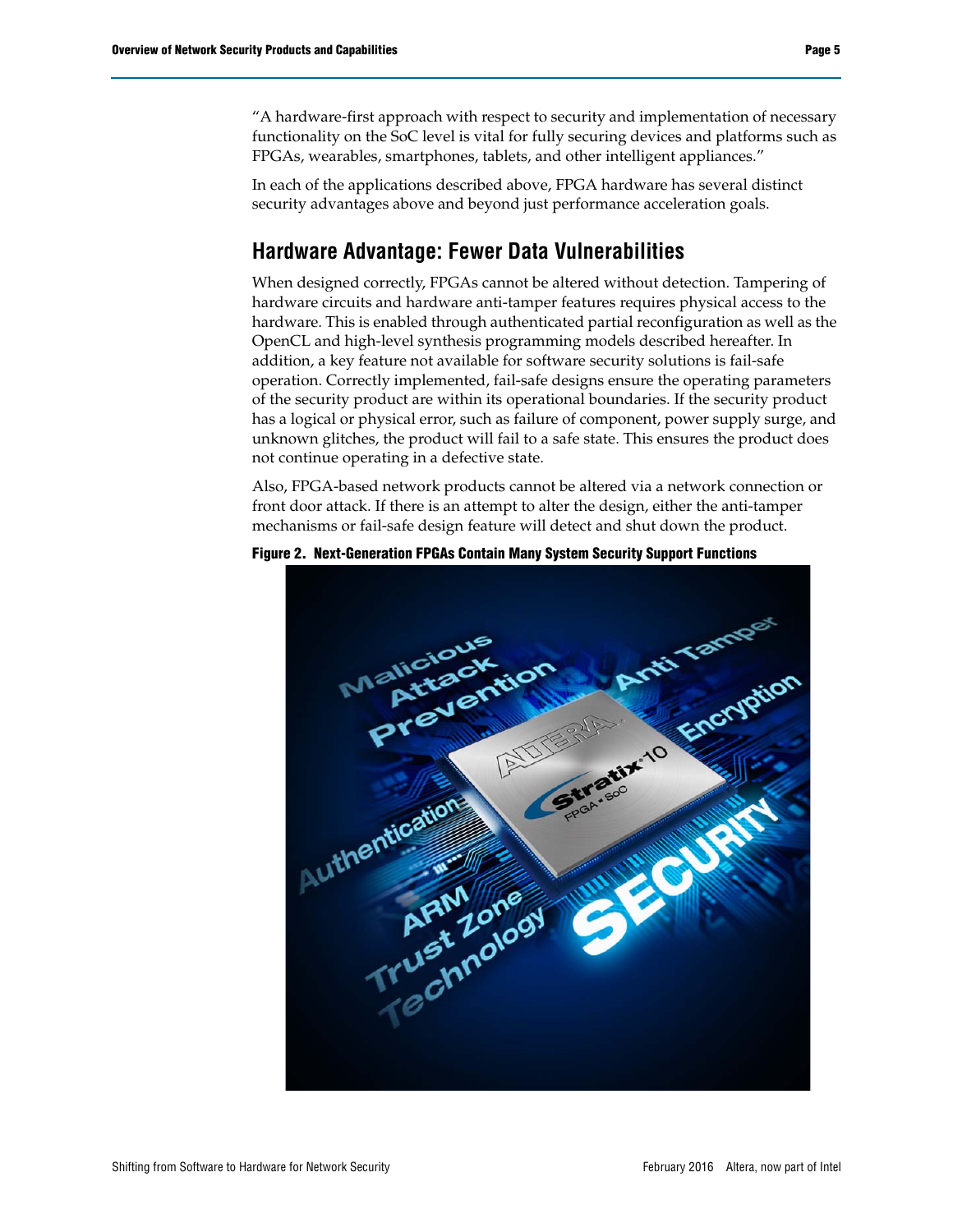"A hardware-first approach with respect to security and implementation of necessary functionality on the SoC level is vital for fully securing devices and platforms such as FPGAs, wearables, smartphones, tablets, and other intelligent appliances."

In each of the applications described above, FPGA hardware has several distinct security advantages above and beyond just performance acceleration goals.

## Hardware Advantage: Fewer Data Vulnerabilities

When designed correctly, FPGAs cannot be altered without detection. Tampering of hardware circuits and hardware anti-tamper features requires physical access to the hardware. This is enabled through authenticated partial reconfiguration as well as the OpenCL and high-level synthesis programming models described hereafter. In addition, a key feature not available for software security solutions is fail-safe operation. Correctly implemented, fail-safe designs ensure the operating parameters of the security product are within its operational boundaries. If the security product has a logical or physical error, such as failure of component, power supply surge, and unknown glitches, the product will fail to a safe state. This ensures the product does not continue operating in a defective state.

Also, FPGA-based network products cannot be altered via a network connection or front door attack. If there is an attempt to alter the design, either the anti-tamper mechanisms or fail-safe design feature will detect and shut down the product.

**Figure 2. Next-Generation FPGAs Contain Many System Security Support Functions**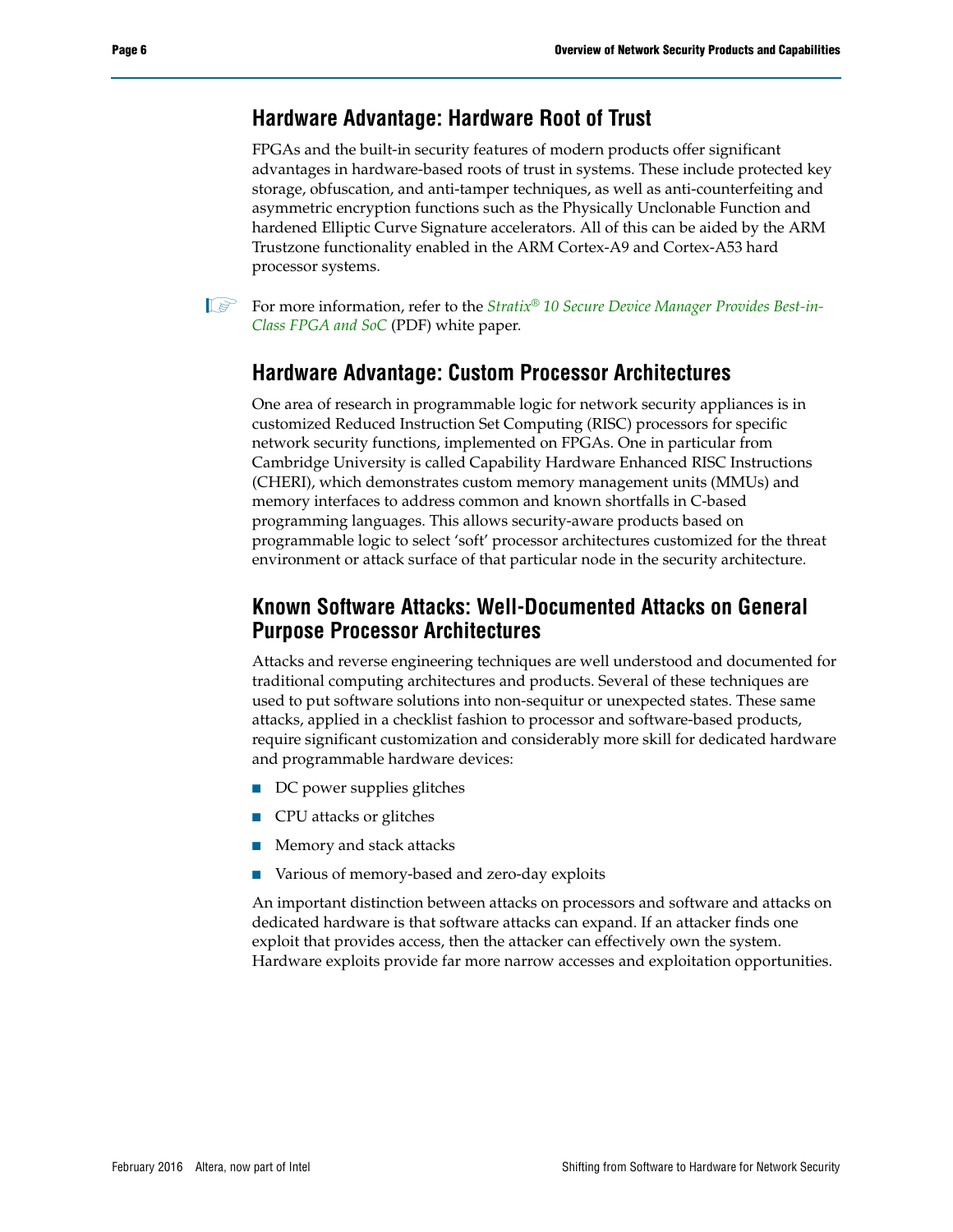## Hardware Advantage: Hardware Root of Trust

FPGAs and the built-in security features of modern products offer significant advantages in hardware-based roots of trust in systems. These include protected key storage, obfuscation, and anti-tamper techniques, as well as anti-counterfeiting and asymmetric encryption functions such as the Physically Unclonable Function and hardened Elliptic Curve Signature accelerators. All of this can be aided by the ARM Trustzone functionality enabled in the ARM Cortex-A9 and Cortex-A53 hard processor systems.

For more information, refer to the *Stratix® 10 Secure Device Manager Provides Best-in-Class FPGA and SoC* (PDF) white paper.

## Hardware Advantage: Custom Processor Architectures

One area of research in programmable logic for network security appliances is in customized Reduced Instruction Set Computing (RISC) processors for specific network security functions, implemented on FPGAs. One in particular from Cambridge University is called Capability Hardware Enhanced RISC Instructions (CHERI), which demonstrates custom memory management units (MMUs) and memory interfaces to address common and known shortfalls in C-based programming languages. This allows security-aware products based on programmable logic to select 'soft' processor architectures customized for the threat environment or attack surface of that particular node in the security architecture.

## Known Software Attacks: Well-Documented Attacks on General Purpose Processor Architectures

Attacks and reverse engineering techniques are well understood and documented for traditional computing architectures and products. Several of these techniques are used to put software solutions into non-sequitur or unexpected states. These same attacks, applied in a checklist fashion to processor and software-based products, require significant customization and considerably more skill for dedicated hardware and programmable hardware devices:

- DC power supplies glitches
- CPU attacks or glitches
- Memory and stack attacks
- Various of memory-based and zero-day exploits

An important distinction between attacks on processors and software and attacks on dedicated hardware is that software attacks can expand. If an attacker finds one exploit that provides access, then the attacker can effectively own the system. Hardware exploits provide far more narrow accesses and exploitation opportunities.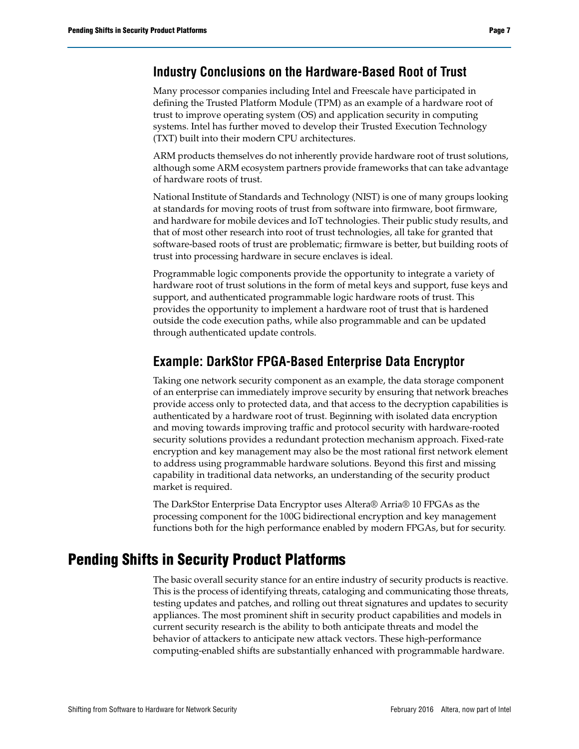## Industry Conclusions on the Hardware-Based Root of Trust

Many processor companies including Intel and Freescale have participated in defining the Trusted Platform Module (TPM) as an example of a hardware root of trust to improve operating system (OS) and application security in computing systems. Intel has further moved to develop their Trusted Execution Technology (TXT) built into their modern CPU architectures.

ARM products themselves do not inherently provide hardware root of trust solutions, although some ARM ecosystem partners provide frameworks that can take advantage of hardware roots of trust.

National Institute of Standards and Technology (NIST) is one of many groups looking at standards for moving roots of trust from software into firmware, boot firmware, and hardware for mobile devices and IoT technologies. Their public study results, and that of most other research into root of trust technologies, all take for granted that software-based roots of trust are problematic; firmware is better, but building roots of trust into processing hardware in secure enclaves is ideal.

Programmable logic components provide the opportunity to integrate a variety of hardware root of trust solutions in the form of metal keys and support, fuse keys and support, and authenticated programmable logic hardware roots of trust. This provides the opportunity to implement a hardware root of trust that is hardened outside the code execution paths, while also programmable and can be updated through authenticated update controls.

## Example: DarkStor FPGA-Based Enterprise Data Encryptor

Taking one network security component as an example, the data storage component of an enterprise can immediately improve security by ensuring that network breaches provide access only to protected data, and that access to the decryption capabilities is authenticated by a hardware root of trust. Beginning with isolated data encryption and moving towards improving traffic and protocol security with hardware-rooted security solutions provides a redundant protection mechanism approach. Fixed-rate encryption and key management may also be the most rational first network element to address using programmable hardware solutions. Beyond this first and missing capability in traditional data networks, an understanding of the security product market is required.

The DarkStor Enterprise Data Encryptor uses Altera® Arria® 10 FPGAs as the processing component for the 100G bidirectional encryption and key management functions both for the high performance enabled by modern FPGAs, but for security.

# Pending Shifts in Security Product Platforms

The basic overall security stance for an entire industry of security products is reactive. This is the process of identifying threats, cataloging and communicating those threats, testing updates and patches, and rolling out threat signatures and updates to security appliances. The most prominent shift in security product capabilities and models in current security research is the ability to both anticipate threats and model the behavior of attackers to anticipate new attack vectors. These high-performance computing-enabled shifts are substantially enhanced with programmable hardware.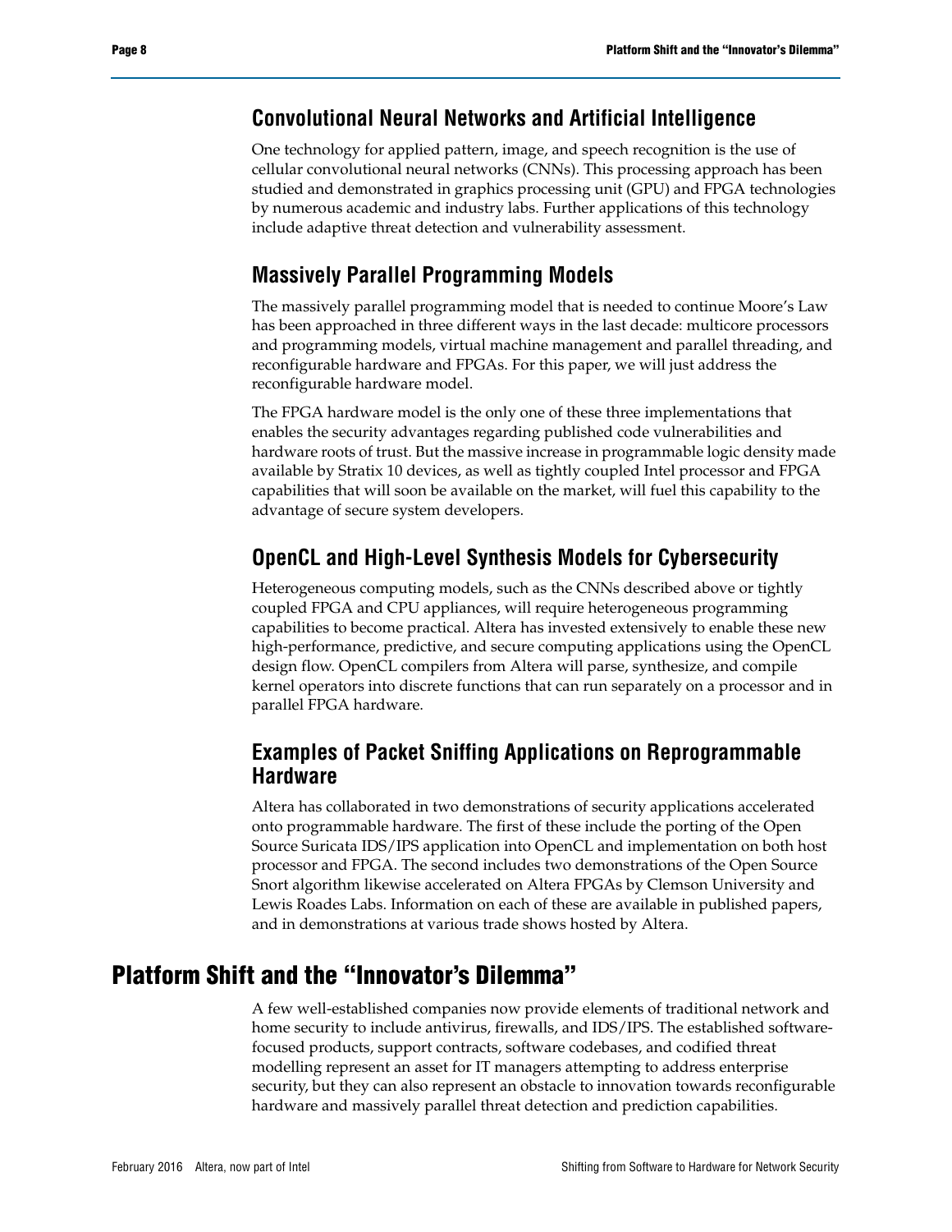### Convolutional Neural Networks and Artificial Intelligence

One technology for applied pattern, image, and speech recognition is the use of cellular convolutional neural networks (CNNs). This processing approach has been studied and demonstrated in graphics processing unit (GPU) and FPGA technologies by numerous academic and industry labs. Further applications of this technology include adaptive threat detection and vulnerability assessment.

### Massively Parallel Programming Models

The massively parallel programming model that is needed to continue Moore's Law has been approached in three different ways in the last decade: multicore processors and programming models, virtual machine management and parallel threading, and reconfigurable hardware and FPGAs. For this paper, we will just address the reconfigurable hardware model.

The FPGA hardware model is the only one of these three implementations that enables the security advantages regarding published code vulnerabilities and hardware roots of trust. But the massive increase in programmable logic density made available by Stratix 10 devices, as well as tightly coupled Intel processor and FPGA capabilities that will soon be available on the market, will fuel this capability to the advantage of secure system developers.

### OpenCL and High-Level Synthesis Models for Cybersecurity

Heterogeneous computing models, such as the CNNs described above or tightly coupled FPGA and CPU appliances, will require heterogeneous programming capabilities to become practical. Altera has invested extensively to enable these new high-performance, predictive, and secure computing applications using the OpenCL design flow. OpenCL compilers from Altera will parse, synthesize, and compile kernel operators into discrete functions that can run separately on a processor and in parallel FPGA hardware.

### Examples of Packet Sniffing Applications on Reprogrammable Hardware

Altera has collaborated in two demonstrations of security applications accelerated onto programmable hardware. The first of these include the porting of the Open Source Suricata IDS/IPS application into OpenCL and implementation on both host processor and FPGA. The second includes two demonstrations of the Open Source Snort algorithm likewise accelerated on Altera FPGAs by Clemson University and Lewis Roades Labs. Information on each of these are available in published papers, and in demonstrations at various trade shows hosted by Altera.

## Platform Shift and the "Innovator's Dilemma"

A few well-established companies now provide elements of traditional network and home security to include antivirus, firewalls, and IDS/IPS. The established software-focused products, support contracts, software codebases, and codified threat modelling represent an asset for IT managers attempting to address enterprise security, but they can also represent an obstacle to innovation towards reconfigurable hardware and massively parallel threat detection and prediction capabilities.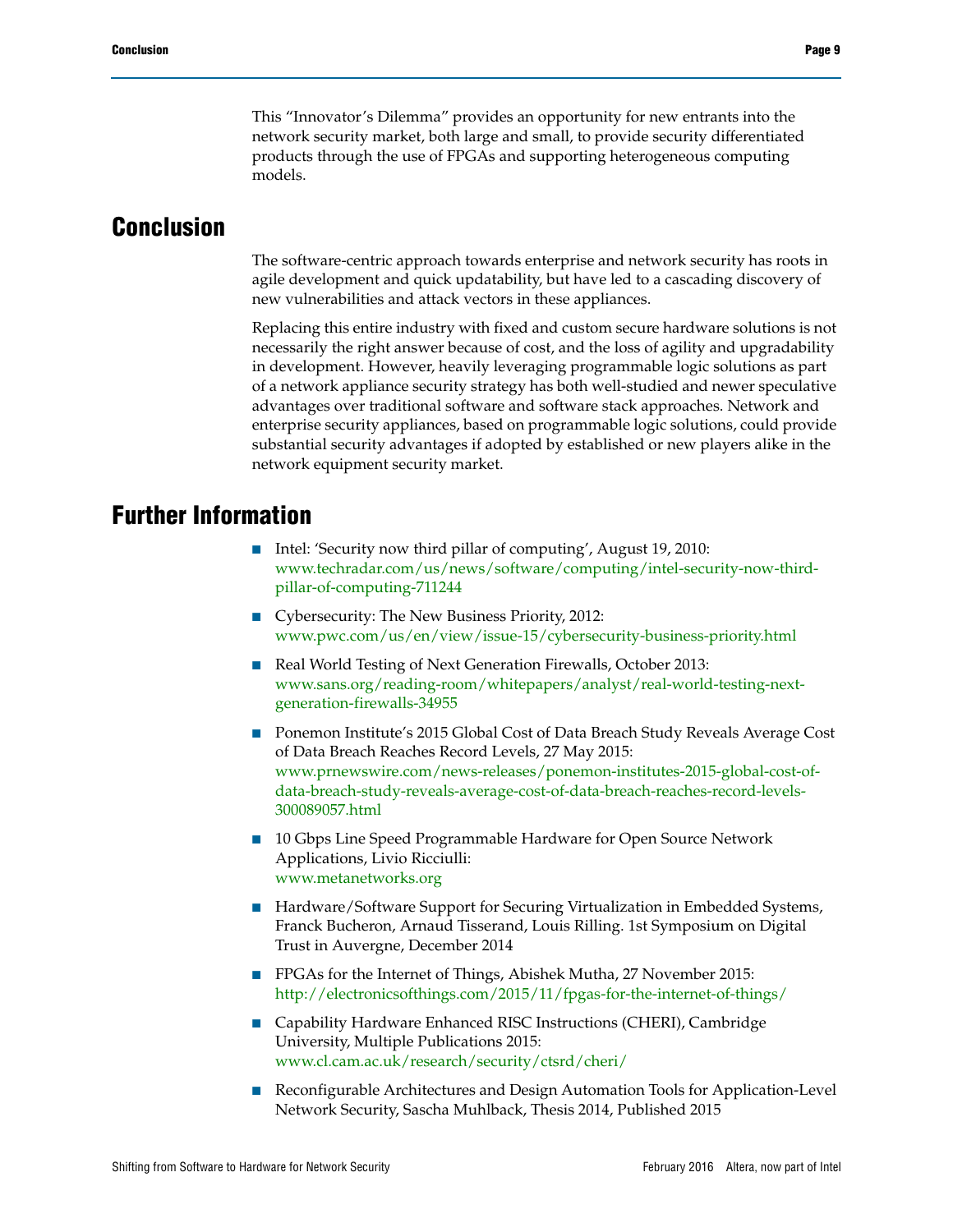This "Innovator's Dilemma" provides an opportunity for new entrants into the network security market, both large and small, to provide security differentiated products through the use of FPGAs and supporting heterogeneous computing models.

## Conclusion

The software-centric approach towards enterprise and network security has roots in agile development and quick updatability, but have led to a cascading discovery of new vulnerabilities and attack vectors in these appliances.

Replacing this entire industry with fixed and custom secure hardware solutions is not necessarily the right answer because of cost, and the loss of agility and upgradability in development. However, heavily leveraging programmable logic solutions as part of a network appliance security strategy has both well-studied and newer speculative advantages over traditional software and software stack approaches. Network and enterprise security appliances, based on programmable logic solutions, could provide substantial security advantages if adopted by established or new players alike in the network equipment security market.

## Further Information

- Intel: 'Security now third pillar of computing', August 19, 2010: www.techradar.com/us/news/software/computing/intel-security-now-third-pillar-of-computing-711244
- Cybersecurity: The New Business Priority, 2012: www.pwc.com/us/en/view/issue-15/cybersecurity-business-priority.html
- Real World Testing of Next Generation Firewalls, October 2013: www.sans.org/reading-room/whitepapers/analyst/real-world-testing-next-generation-firewalls-34955
- Ponemon Institute's 2015 Global Cost of Data Breach Study Reveals Average Cost of Data Breach Reaches Record Levels, 27 May 2015: www.prnewswire.com/news-releases/ponemon-institutes-2015-global-cost-of-data-breach-study-reveals-average-cost-of-data-breach-reaches-record-levels-300089057.html
- 10 Gbps Line Speed Programmable Hardware for Open Source Network Applications, Livio Ricciulli: www.metanetworks.org
- Hardware/Software Support for Securing Virtualization in Embedded Systems, Franck Bucheron, Arnaud Tisserand, Louis Rilling. 1st Symposium on Digital Trust in Auvergne, December 2014
- FPGAs for the Internet of Things, Abishek Mutha, 27 November 2015: http://electronicsofthings.com/2015/11/fpgas-for-the-internet-of-things/
- Capability Hardware Enhanced RISC Instructions (CHERI), Cambridge University, Multiple Publications 2015: www.cl.cam.ac.uk/research/security/ctsrd/cheri/
- Reconfigurable Architectures and Design Automation Tools for Application-Level Network Security, Sascha Muhlback, Thesis 2014, Published 2015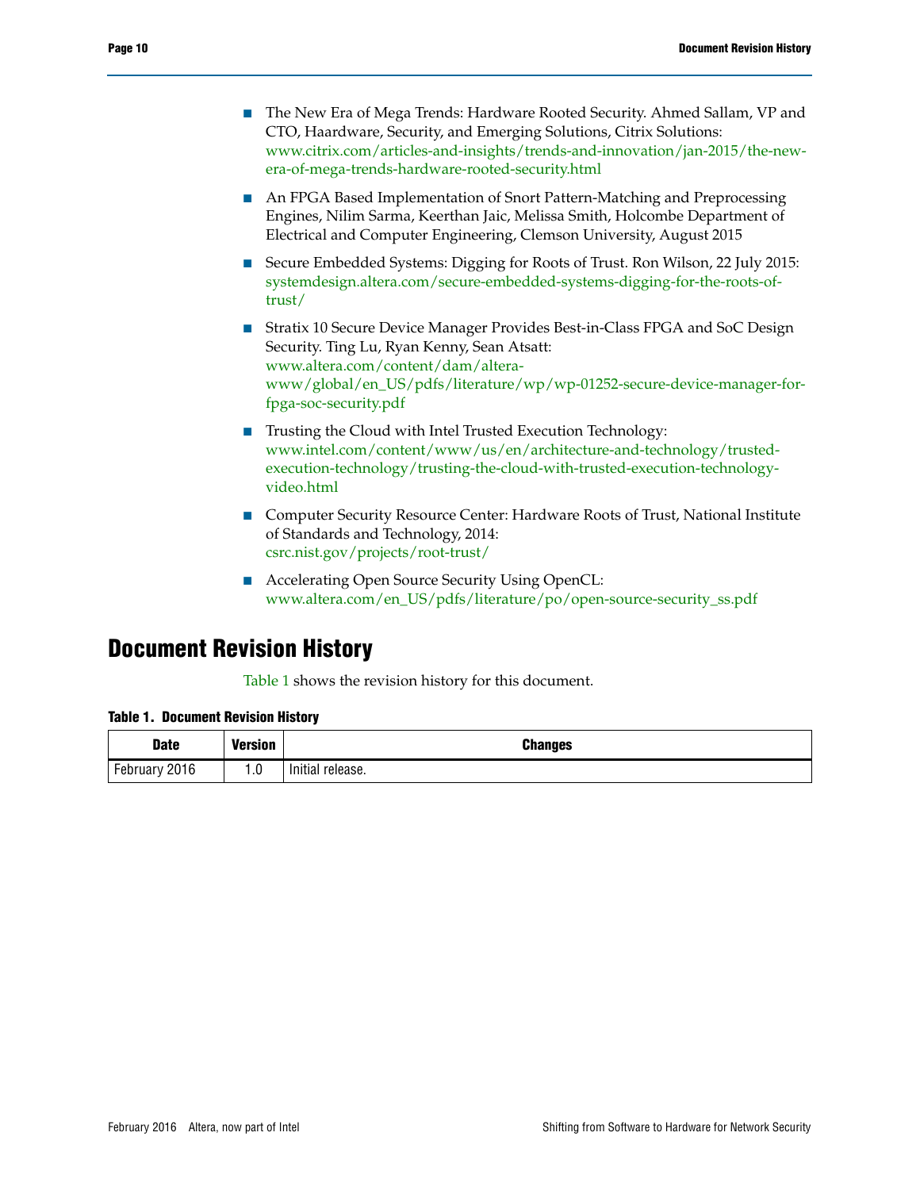- The New Era of Mega Trends: Hardware Rooted Security. Ahmed Sallam, VP and CTO, Haardware, Security, and Emerging Solutions, Citrix Solutions: www.citrix.com/articles-and-insights/trends-and-innovation/jan-2015/the-new-era-of-mega-trends-hardware-rooted-security.html
- An FPGA Based Implementation of Snort Pattern-Matching and Preprocessing Engines, Nilim Sarma, Keerthan Jaic, Melissa Smith, Holcombe Department of Electrical and Computer Engineering, Clemson University, August 2015
- Secure Embedded Systems: Digging for Roots of Trust. Ron Wilson, 22 July 2015: systemdesign.altera.com/secure-embedded-systems-digging-for-the-roots-of-trust/
- Stratix 10 Secure Device Manager Provides Best-in-Class FPGA and SoC Design Security. Ting Lu, Ryan Kenny, Sean Atsatt: www.altera.com/content/dam/altera-www/global/en_US/pdfs/literature/wp/wp-01252-secure-device-manager-for-fpga-soc-security.pdf
- Trusting the Cloud with Intel Trusted Execution Technology: www.intel.com/content/www/us/en/architecture-and-technology/trusted-execution-technology/trusting-the-cloud-with-trusted-execution-technology-video.html
- Computer Security Resource Center: Hardware Roots of Trust, National Institute of Standards and Technology, 2014: csrc.nist.gov/projects/root-trust/
- Accelerating Open Source Security Using OpenCL: www.altera.com/en_US/pdfs/literature/po/open-source-security_ss.pdf

# Document Revision History

Table 1 shows the revision history for this document.

**Table 1. Document Revision History**

| Date | Version | Changes |
|---|---|---|
| February 2016 | 1.0 | Initial release. |